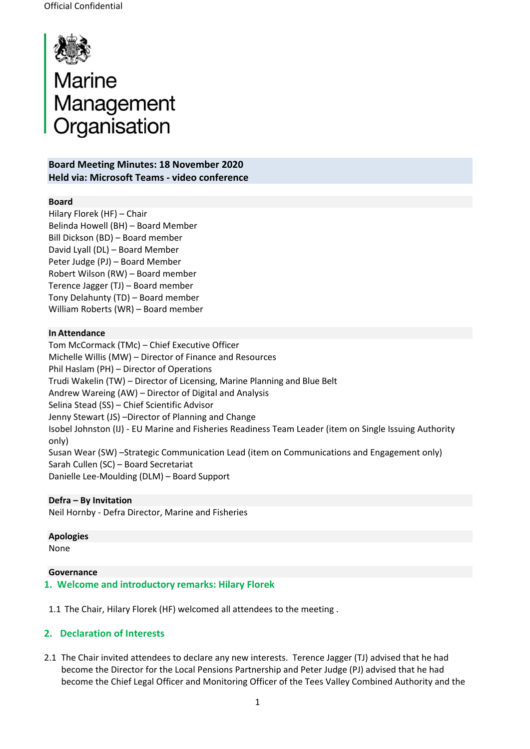Official Confidential

# Marine Management Organisation

**Board Meeting Minutes: 18 November 2020**
**Held via: Microsoft Teams - video conference**

**Board**

Hilary Florek (HF) – Chair
Belinda Howell (BH) – Board Member
Bill Dickson (BD) – Board member
David Lyall (DL) – Board Member
Peter Judge (PJ) – Board Member
Robert Wilson (RW) – Board member
Terence Jagger (TJ) – Board member
Tony Delahunty (TD) – Board member
William Roberts (WR) – Board member

**In Attendance**

Tom McCormack (TMc) – Chief Executive Officer
Michelle Willis (MW) – Director of Finance and Resources
Phil Haslam (PH) – Director of Operations
Trudi Wakelin (TW) – Director of Licensing, Marine Planning and Blue Belt
Andrew Wareing (AW) – Director of Digital and Analysis
Selina Stead (SS) – Chief Scientific Advisor
Jenny Stewart (JS) –Director of Planning and Change
Isobel Johnston (IJ) - EU Marine and Fisheries Readiness Team Leader (item on Single Issuing Authority only)
Susan Wear (SW) –Strategic Communication Lead (item on Communications and Engagement only)
Sarah Cullen (SC) – Board Secretariat
Danielle Lee-Moulding (DLM) – Board Support

**Defra – By Invitation**

Neil Hornby - Defra Director, Marine and Fisheries

**Apologies**

None

**Governance**

## 1. Welcome and introductory remarks: Hilary Florek

1.1 The Chair, Hilary Florek (HF) welcomed all attendees to the meeting .

## 2. Declaration of Interests

2.1 The Chair invited attendees to declare any new interests. Terence Jagger (TJ) advised that he had become the Director for the Local Pensions Partnership and Peter Judge (PJ) advised that he had become the Chief Legal Officer and Monitoring Officer of the Tees Valley Combined Authority and the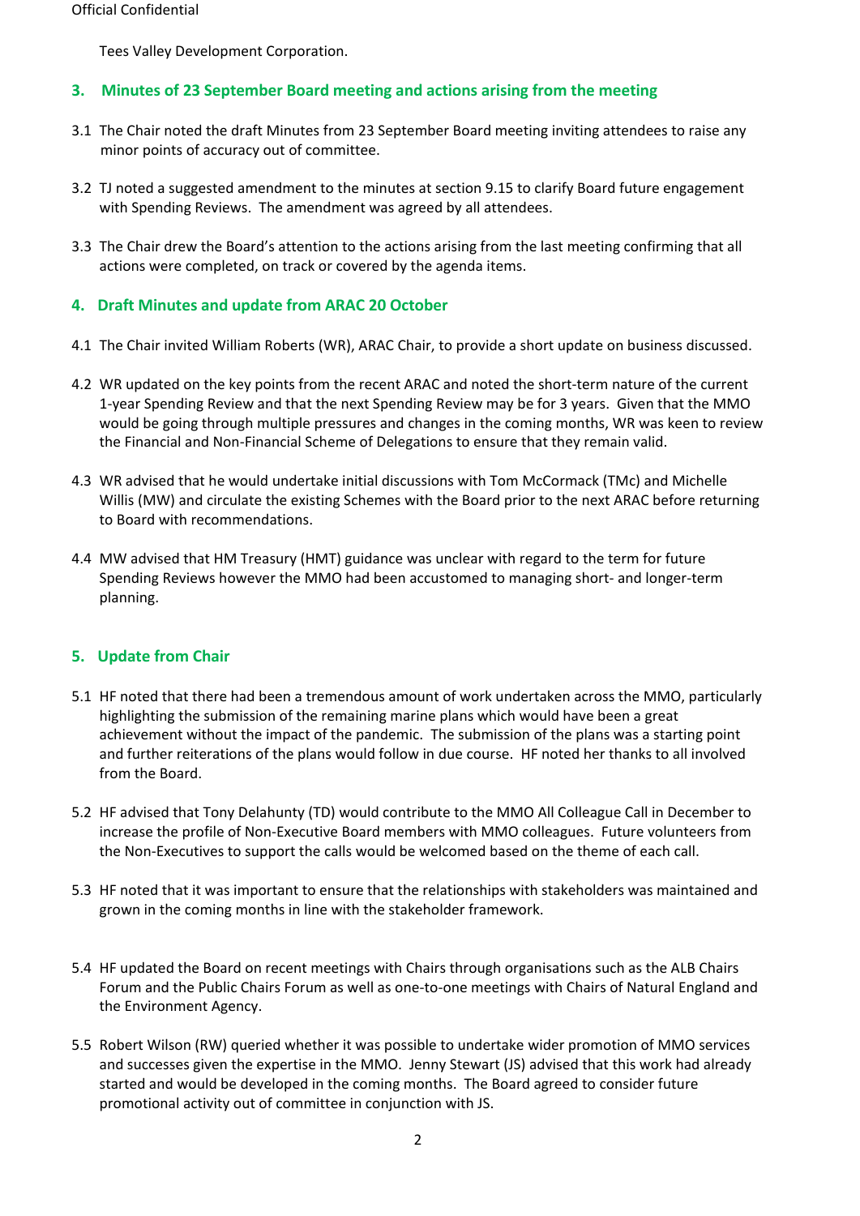Tees Valley Development Corporation.

## 3. Minutes of 23 September Board meeting and actions arising from the meeting

3.1 The Chair noted the draft Minutes from 23 September Board meeting inviting attendees to raise any minor points of accuracy out of committee.

3.2 TJ noted a suggested amendment to the minutes at section 9.15 to clarify Board future engagement with Spending Reviews. The amendment was agreed by all attendees.

3.3 The Chair drew the Board's attention to the actions arising from the last meeting confirming that all actions were completed, on track or covered by the agenda items.

## 4. Draft Minutes and update from ARAC 20 October

4.1 The Chair invited William Roberts (WR), ARAC Chair, to provide a short update on business discussed.

4.2 WR updated on the key points from the recent ARAC and noted the short-term nature of the current 1-year Spending Review and that the next Spending Review may be for 3 years. Given that the MMO would be going through multiple pressures and changes in the coming months, WR was keen to review the Financial and Non-Financial Scheme of Delegations to ensure that they remain valid.

4.3 WR advised that he would undertake initial discussions with Tom McCormack (TMc) and Michelle Willis (MW) and circulate the existing Schemes with the Board prior to the next ARAC before returning to Board with recommendations.

4.4 MW advised that HM Treasury (HMT) guidance was unclear with regard to the term for future Spending Reviews however the MMO had been accustomed to managing short- and longer-term planning.

## 5. Update from Chair

5.1 HF noted that there had been a tremendous amount of work undertaken across the MMO, particularly highlighting the submission of the remaining marine plans which would have been a great achievement without the impact of the pandemic. The submission of the plans was a starting point and further reiterations of the plans would follow in due course. HF noted her thanks to all involved from the Board.

5.2 HF advised that Tony Delahunty (TD) would contribute to the MMO All Colleague Call in December to increase the profile of Non-Executive Board members with MMO colleagues. Future volunteers from the Non-Executives to support the calls would be welcomed based on the theme of each call.

5.3 HF noted that it was important to ensure that the relationships with stakeholders was maintained and grown in the coming months in line with the stakeholder framework.

5.4 HF updated the Board on recent meetings with Chairs through organisations such as the ALB Chairs Forum and the Public Chairs Forum as well as one-to-one meetings with Chairs of Natural England and the Environment Agency.

5.5 Robert Wilson (RW) queried whether it was possible to undertake wider promotion of MMO services and successes given the expertise in the MMO. Jenny Stewart (JS) advised that this work had already started and would be developed in the coming months. The Board agreed to consider future promotional activity out of committee in conjunction with JS.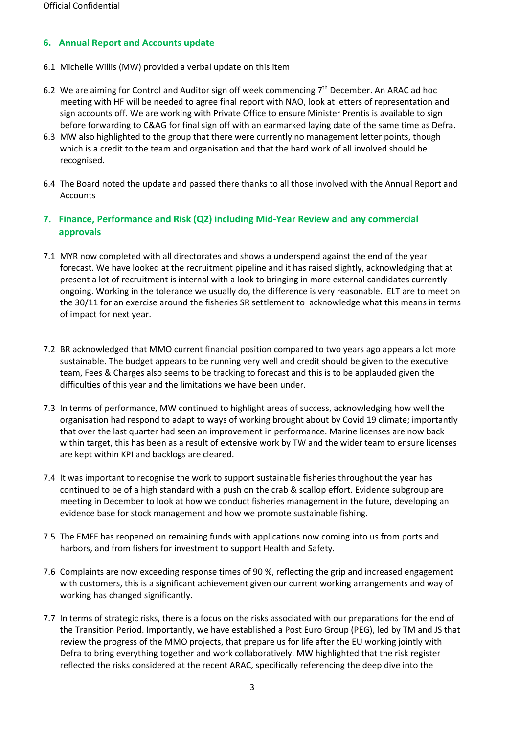## 6. Annual Report and Accounts update

6.1 Michelle Willis (MW) provided a verbal update on this item

6.2 We are aiming for Control and Auditor sign off week commencing 7th December. An ARAC ad hoc meeting with HF will be needed to agree final report with NAO, look at letters of representation and sign accounts off. We are working with Private Office to ensure Minister Prentis is available to sign before forwarding to C&AG for final sign off with an earmarked laying date of the same time as Defra.

6.3 MW also highlighted to the group that there were currently no management letter points, though which is a credit to the team and organisation and that the hard work of all involved should be recognised.

6.4 The Board noted the update and passed there thanks to all those involved with the Annual Report and Accounts

## 7. Finance, Performance and Risk (Q2) including Mid-Year Review and any commercial approvals

7.1 MYR now completed with all directorates and shows a underspend against the end of the year forecast. We have looked at the recruitment pipeline and it has raised slightly, acknowledging that at present a lot of recruitment is internal with a look to bringing in more external candidates currently ongoing. Working in the tolerance we usually do, the difference is very reasonable. ELT are to meet on the 30/11 for an exercise around the fisheries SR settlement to acknowledge what this means in terms of impact for next year.

7.2 BR acknowledged that MMO current financial position compared to two years ago appears a lot more sustainable. The budget appears to be running very well and credit should be given to the executive team, Fees & Charges also seems to be tracking to forecast and this is to be applauded given the difficulties of this year and the limitations we have been under.

7.3 In terms of performance, MW continued to highlight areas of success, acknowledging how well the organisation had respond to adapt to ways of working brought about by Covid 19 climate; importantly that over the last quarter had seen an improvement in performance. Marine licenses are now back within target, this has been as a result of extensive work by TW and the wider team to ensure licenses are kept within KPI and backlogs are cleared.

7.4 It was important to recognise the work to support sustainable fisheries throughout the year has continued to be of a high standard with a push on the crab & scallop effort. Evidence subgroup are meeting in December to look at how we conduct fisheries management in the future, developing an evidence base for stock management and how we promote sustainable fishing.

7.5 The EMFF has reopened on remaining funds with applications now coming into us from ports and harbors, and from fishers for investment to support Health and Safety.

7.6 Complaints are now exceeding response times of 90 %, reflecting the grip and increased engagement with customers, this is a significant achievement given our current working arrangements and way of working has changed significantly.

7.7 In terms of strategic risks, there is a focus on the risks associated with our preparations for the end of the Transition Period. Importantly, we have established a Post Euro Group (PEG), led by TM and JS that review the progress of the MMO projects, that prepare us for life after the EU working jointly with Defra to bring everything together and work collaboratively. MW highlighted that the risk register reflected the risks considered at the recent ARAC, specifically referencing the deep dive into the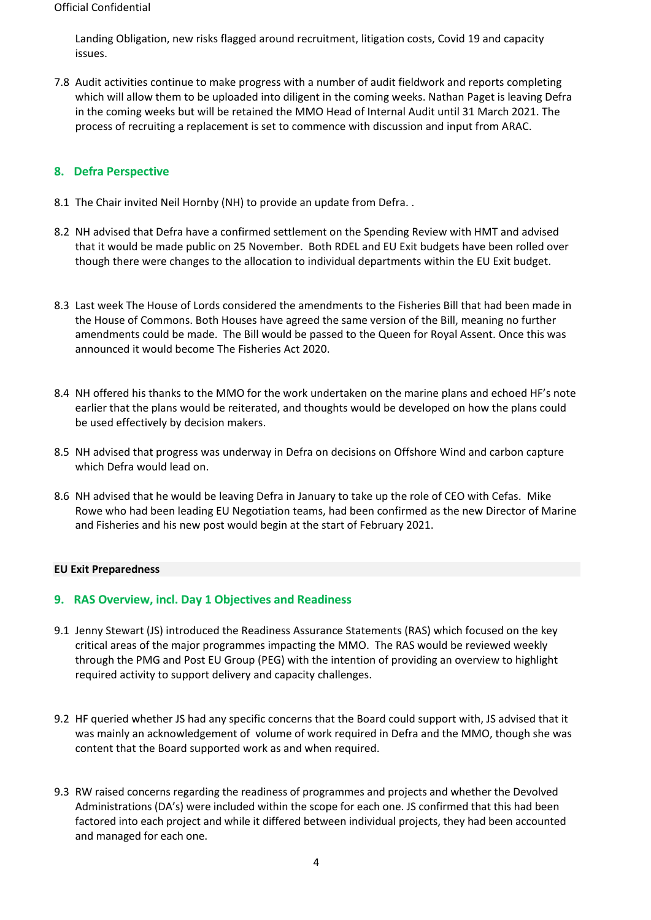Landing Obligation, new risks flagged around recruitment, litigation costs, Covid 19 and capacity issues.

7.8 Audit activities continue to make progress with a number of audit fieldwork and reports completing which will allow them to be uploaded into diligent in the coming weeks. Nathan Paget is leaving Defra in the coming weeks but will be retained the MMO Head of Internal Audit until 31 March 2021. The process of recruiting a replacement is set to commence with discussion and input from ARAC.

## 8. Defra Perspective

8.1 The Chair invited Neil Hornby (NH) to provide an update from Defra. .

8.2 NH advised that Defra have a confirmed settlement on the Spending Review with HMT and advised that it would be made public on 25 November. Both RDEL and EU Exit budgets have been rolled over though there were changes to the allocation to individual departments within the EU Exit budget.

8.3 Last week The House of Lords considered the amendments to the Fisheries Bill that had been made in the House of Commons. Both Houses have agreed the same version of the Bill, meaning no further amendments could be made. The Bill would be passed to the Queen for Royal Assent. Once this was announced it would become The Fisheries Act 2020.

8.4 NH offered his thanks to the MMO for the work undertaken on the marine plans and echoed HF's note earlier that the plans would be reiterated, and thoughts would be developed on how the plans could be used effectively by decision makers.

8.5 NH advised that progress was underway in Defra on decisions on Offshore Wind and carbon capture which Defra would lead on.

8.6 NH advised that he would be leaving Defra in January to take up the role of CEO with Cefas. Mike Rowe who had been leading EU Negotiation teams, had been confirmed as the new Director of Marine and Fisheries and his new post would begin at the start of February 2021.

**EU Exit Preparedness**

## 9. RAS Overview, incl. Day 1 Objectives and Readiness

9.1 Jenny Stewart (JS) introduced the Readiness Assurance Statements (RAS) which focused on the key critical areas of the major programmes impacting the MMO. The RAS would be reviewed weekly through the PMG and Post EU Group (PEG) with the intention of providing an overview to highlight required activity to support delivery and capacity challenges.

9.2 HF queried whether JS had any specific concerns that the Board could support with, JS advised that it was mainly an acknowledgement of volume of work required in Defra and the MMO, though she was content that the Board supported work as and when required.

9.3 RW raised concerns regarding the readiness of programmes and projects and whether the Devolved Administrations (DA's) were included within the scope for each one. JS confirmed that this had been factored into each project and while it differed between individual projects, they had been accounted and managed for each one.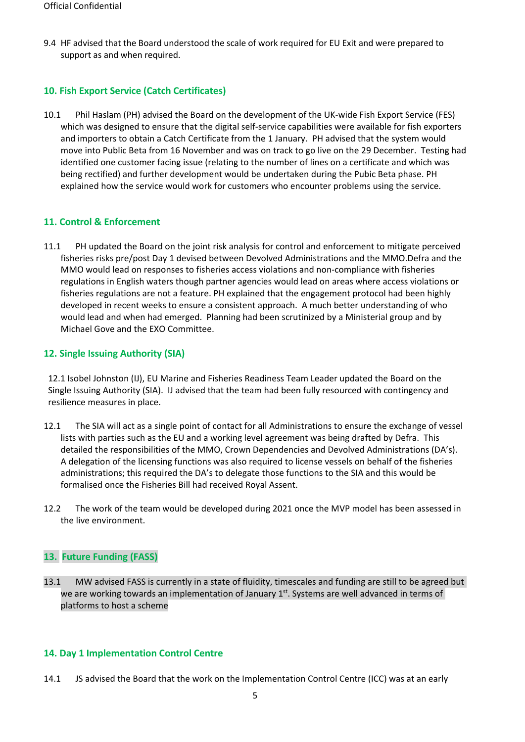9.4 HF advised that the Board understood the scale of work required for EU Exit and were prepared to support as and when required.

## 10. Fish Export Service (Catch Certificates)

10.1 Phil Haslam (PH) advised the Board on the development of the UK-wide Fish Export Service (FES) which was designed to ensure that the digital self-service capabilities were available for fish exporters and importers to obtain a Catch Certificate from the 1 January. PH advised that the system would move into Public Beta from 16 November and was on track to go live on the 29 December. Testing had identified one customer facing issue (relating to the number of lines on a certificate and which was being rectified) and further development would be undertaken during the Pubic Beta phase. PH explained how the service would work for customers who encounter problems using the service.

## 11. Control & Enforcement

11.1 PH updated the Board on the joint risk analysis for control and enforcement to mitigate perceived fisheries risks pre/post Day 1 devised between Devolved Administrations and the MMO.Defra and the MMO would lead on responses to fisheries access violations and non-compliance with fisheries regulations in English waters though partner agencies would lead on areas where access violations or fisheries regulations are not a feature. PH explained that the engagement protocol had been highly developed in recent weeks to ensure a consistent approach. A much better understanding of who would lead and when had emerged. Planning had been scrutinized by a Ministerial group and by Michael Gove and the EXO Committee.

## 12. Single Issuing Authority (SIA)

12.1 Isobel Johnston (IJ), EU Marine and Fisheries Readiness Team Leader updated the Board on the Single Issuing Authority (SIA). IJ advised that the team had been fully resourced with contingency and resilience measures in place.

12.1 The SIA will act as a single point of contact for all Administrations to ensure the exchange of vessel lists with parties such as the EU and a working level agreement was being drafted by Defra. This detailed the responsibilities of the MMO, Crown Dependencies and Devolved Administrations (DA's). A delegation of the licensing functions was also required to license vessels on behalf of the fisheries administrations; this required the DA's to delegate those functions to the SIA and this would be formalised once the Fisheries Bill had received Royal Assent.

12.2 The work of the team would be developed during 2021 once the MVP model has been assessed in the live environment.

## 13. Future Funding (FASS)

13.1 MW advised FASS is currently in a state of fluidity, timescales and funding are still to be agreed but we are working towards an implementation of January 1st. Systems are well advanced in terms of platforms to host a scheme

## 14. Day 1 Implementation Control Centre

14.1 JS advised the Board that the work on the Implementation Control Centre (ICC) was at an early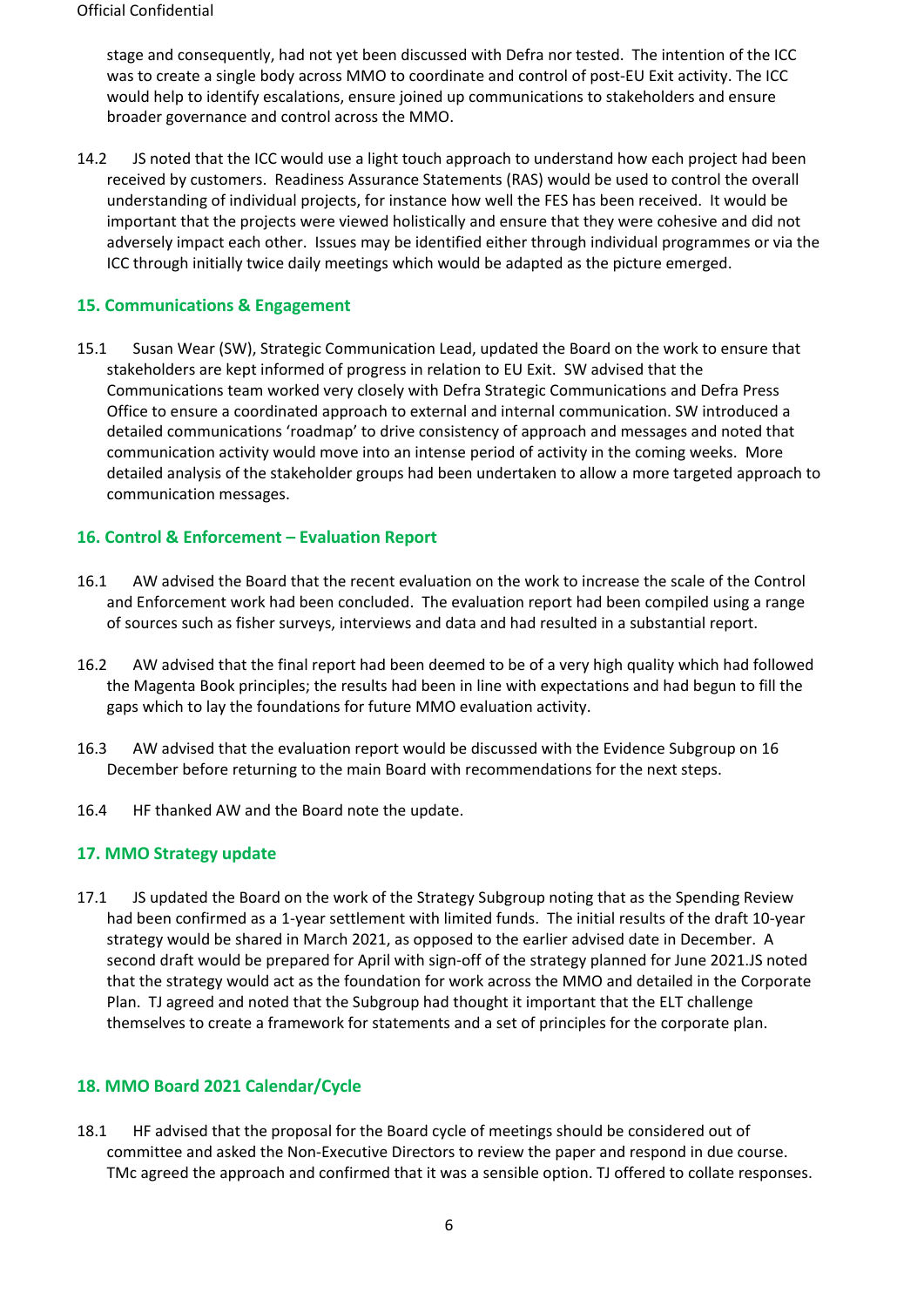stage and consequently, had not yet been discussed with Defra nor tested. The intention of the ICC was to create a single body across MMO to coordinate and control of post-EU Exit activity. The ICC would help to identify escalations, ensure joined up communications to stakeholders and ensure broader governance and control across the MMO.

14.2 JS noted that the ICC would use a light touch approach to understand how each project had been received by customers. Readiness Assurance Statements (RAS) would be used to control the overall understanding of individual projects, for instance how well the FES has been received. It would be important that the projects were viewed holistically and ensure that they were cohesive and did not adversely impact each other. Issues may be identified either through individual programmes or via the ICC through initially twice daily meetings which would be adapted as the picture emerged.

## 15. Communications & Engagement

15.1 Susan Wear (SW), Strategic Communication Lead, updated the Board on the work to ensure that stakeholders are kept informed of progress in relation to EU Exit. SW advised that the Communications team worked very closely with Defra Strategic Communications and Defra Press Office to ensure a coordinated approach to external and internal communication. SW introduced a detailed communications 'roadmap' to drive consistency of approach and messages and noted that communication activity would move into an intense period of activity in the coming weeks. More detailed analysis of the stakeholder groups had been undertaken to allow a more targeted approach to communication messages.

## 16. Control & Enforcement – Evaluation Report

16.1 AW advised the Board that the recent evaluation on the work to increase the scale of the Control and Enforcement work had been concluded. The evaluation report had been compiled using a range of sources such as fisher surveys, interviews and data and had resulted in a substantial report.

16.2 AW advised that the final report had been deemed to be of a very high quality which had followed the Magenta Book principles; the results had been in line with expectations and had begun to fill the gaps which to lay the foundations for future MMO evaluation activity.

16.3 AW advised that the evaluation report would be discussed with the Evidence Subgroup on 16 December before returning to the main Board with recommendations for the next steps.

16.4 HF thanked AW and the Board note the update.

## 17. MMO Strategy update

17.1 JS updated the Board on the work of the Strategy Subgroup noting that as the Spending Review had been confirmed as a 1-year settlement with limited funds. The initial results of the draft 10-year strategy would be shared in March 2021, as opposed to the earlier advised date in December. A second draft would be prepared for April with sign-off of the strategy planned for June 2021.JS noted that the strategy would act as the foundation for work across the MMO and detailed in the Corporate Plan. TJ agreed and noted that the Subgroup had thought it important that the ELT challenge themselves to create a framework for statements and a set of principles for the corporate plan.

## 18. MMO Board 2021 Calendar/Cycle

18.1 HF advised that the proposal for the Board cycle of meetings should be considered out of committee and asked the Non-Executive Directors to review the paper and respond in due course. TMc agreed the approach and confirmed that it was a sensible option. TJ offered to collate responses.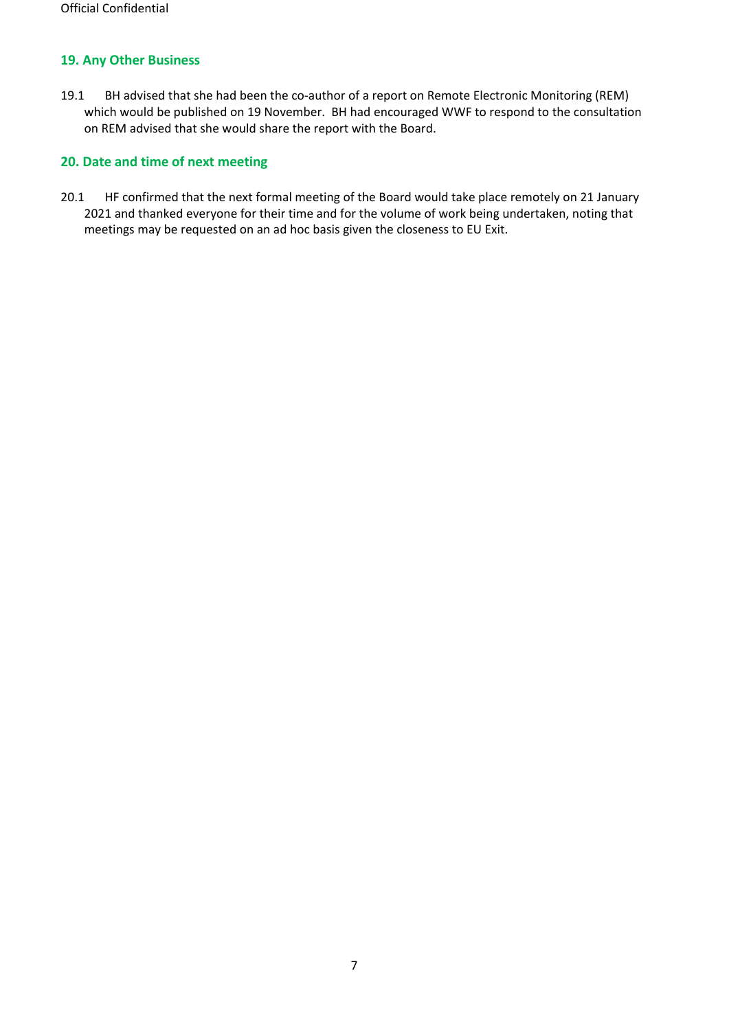## 19. Any Other Business

19.1 BH advised that she had been the co-author of a report on Remote Electronic Monitoring (REM) which would be published on 19 November. BH had encouraged WWF to respond to the consultation on REM advised that she would share the report with the Board.

## 20. Date and time of next meeting

20.1 HF confirmed that the next formal meeting of the Board would take place remotely on 21 January 2021 and thanked everyone for their time and for the volume of work being undertaken, noting that meetings may be requested on an ad hoc basis given the closeness to EU Exit.